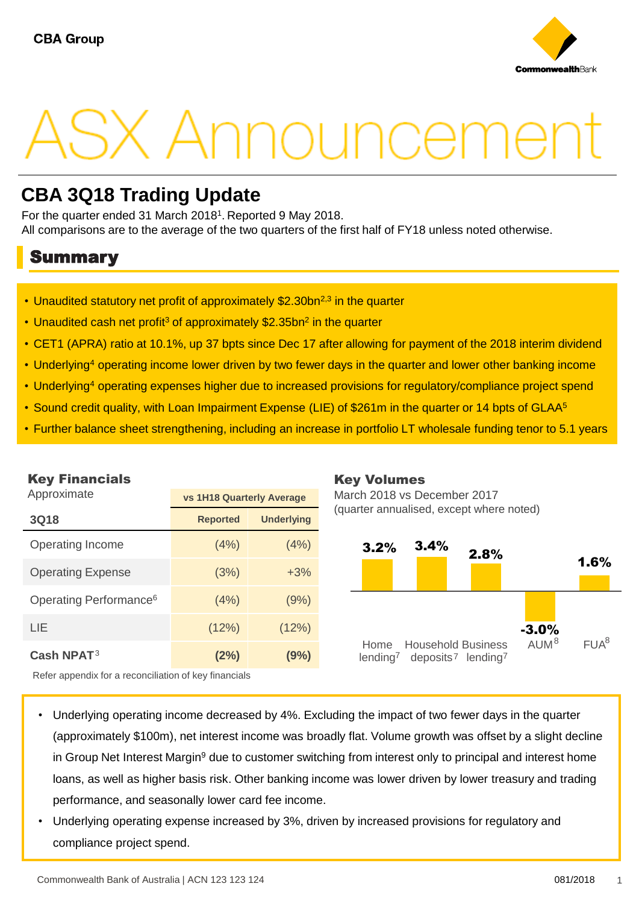CBA Group

# ASX Announcement

## CBA 3Q18 Trading Update

For the quarter ended 31 March 2018[1]. Reported 9 May 2018.
All comparisons are to the average of the two quarters of the first half of FY18 unless noted otherwise.

## Summary

- Unaudited statutory net profit of approximately $2.30bn[2,3] in the quarter
- Unaudited cash net profit[3] of approximately $2.35bn[2] in the quarter
- CET1 (APRA) ratio at 10.1%, up 37 bpts since Dec 17 after allowing for payment of the 2018 interim dividend
- Underlying[4] operating income lower driven by two fewer days in the quarter and lower other banking income
- Underlying[4] operating expenses higher due to increased provisions for regulatory/compliance project spend
- Sound credit quality, with Loan Impairment Expense (LIE) of $261m in the quarter or 14 bpts of GLAA[5]
- Further balance sheet strengthening, including an increase in portfolio LT wholesale funding tenor to 5.1 years

### Key Financials

Approximate

| | vs 1H18 Quarterly Average | |
|---|---|---|
| **3Q18** | **Reported** | **Underlying** |
| Operating Income | (4%) | (4%) |
| Operating Expense | (3%) | +3% |
| Operating Performance[6] | (4%) | (9%) |
| LIE | (12%) | (12%) |
| **Cash NPAT**[3] | **(2%)** | **(9%)** |

Refer appendix for a reconciliation of key financials

### Key Volumes

March 2018 vs December 2017
(quarter annualised, except where noted)

| Home lending[7] | Household deposits[7] | Business lending[7] | AUM[8] | FUA[8] |
|---|---|---|---|---|
| 3.2% | 3.4% | 2.8% | -3.0% | 1.6% |

- Underlying operating income decreased by 4%. Excluding the impact of two fewer days in the quarter (approximately $100m), net interest income was broadly flat. Volume growth was offset by a slight decline in Group Net Interest Margin[9] due to customer switching from interest only to principal and interest home loans, as well as higher basis risk. Other banking income was lower driven by lower treasury and trading performance, and seasonally lower card fee income.
- Underlying operating expense increased by 3%, driven by increased provisions for regulatory and compliance project spend.

Commonwealth Bank of Australia | ACN 123 123 124 081/2018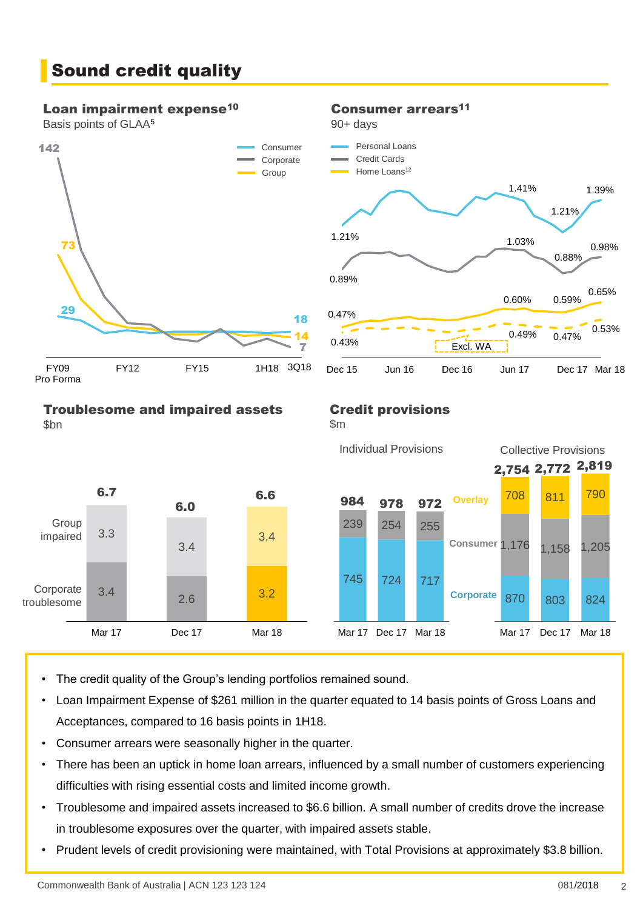# Sound credit quality

### Loan impairment expense[10]

Basis points of GLAA[5]

| | FY09 Pro Forma | 1H18 | 3Q18 |
|---|---|---|---|
| Consumer | 29 | | 18 |
| Corporate | 142 | | 7 |
| Group | 73 | | 14 |

### Consumer arrears[11]

90+ days

| | Dec 15 | Jun 17 | Dec 17 | Mar 18 |
|---|---|---|---|---|
| Personal Loans | 1.21% | 1.41% | 1.21% | 1.39% |
| Credit Cards | 0.89% | 1.03% | 0.88% | 0.98% |
| Home Loans[12] | 0.47% | 0.60% | 0.59% | 0.65% |
| Home Loans – Excl. WA | 0.43% | 0.49% | 0.47% | 0.53% |

### Troublesome and impaired assets

$bn

| | Mar 17 | Dec 17 | Mar 18 |
|---|---|---|---|
| Group impaired | 3.3 | 3.4 | 3.4 |
| Corporate troublesome | 3.4 | 2.6 | 3.2 |
| Total | 6.7 | 6.0 | 6.6 |

### Credit provisions

$m

**Individual Provisions**

| | Mar 17 | Dec 17 | Mar 18 |
|---|---|---|---|
| Consumer | 239 | 254 | 255 |
| Corporate | 745 | 724 | 717 |
| Total | 984 | 978 | 972 |

**Collective Provisions**

| | Mar 17 | Dec 17 | Mar 18 |
|---|---|---|---|
| Overlay | 708 | 811 | 790 |
| Consumer | 1,176 | 1,158 | 1,205 |
| Corporate | 870 | 803 | 824 |
| Total | 2,754 | 2,772 | 2,819 |

- The credit quality of the Group's lending portfolios remained sound.
- Loan Impairment Expense of $261 million in the quarter equated to 14 basis points of Gross Loans and Acceptances, compared to 16 basis points in 1H18.
- Consumer arrears were seasonally higher in the quarter.
- There has been an uptick in home loan arrears, influenced by a small number of customers experiencing difficulties with rising essential costs and limited income growth.
- Troublesome and impaired assets increased to $6.6 billion. A small number of credits drove the increase in troublesome exposures over the quarter, with impaired assets stable.
- Prudent levels of credit provisioning were maintained, with Total Provisions at approximately $3.8 billion.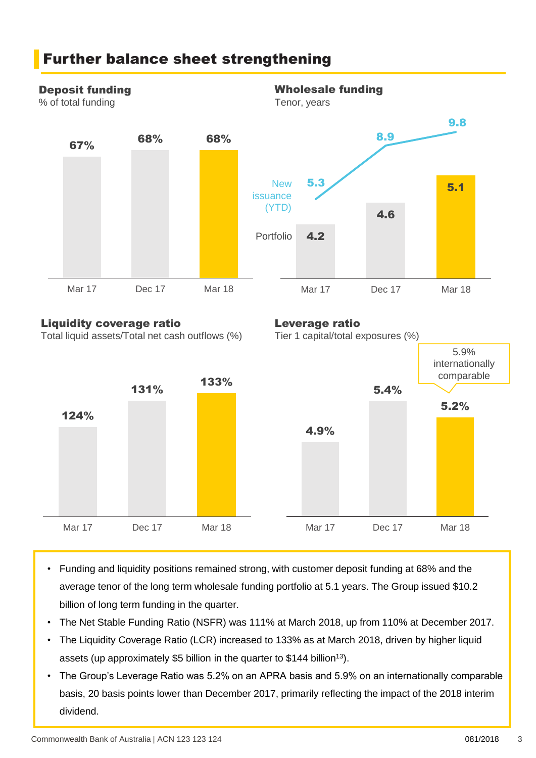# Further balance sheet strengthening

## Deposit funding

% of total funding

| | Mar 17 | Dec 17 | Mar 18 |
|---|---|---|---|
| Deposit funding | 67% | 68% | 68% |

## Wholesale funding

Tenor, years

| | Mar 17 | Dec 17 | Mar 18 |
|---|---|---|---|
| New issuance (YTD) | 5.3 | 8.9 | 9.8 |
| Portfolio | 4.2 | 4.6 | 5.1 |

## Liquidity coverage ratio

Total liquid assets/Total net cash outflows (%)

| | Mar 17 | Dec 17 | Mar 18 |
|---|---|---|---|
| Liquidity coverage ratio | 124% | 131% | 133% |

## Leverage ratio

Tier 1 capital/total exposures (%)

| | Mar 17 | Dec 17 | Mar 18 |
|---|---|---|---|
| Leverage ratio | 4.9% | 5.4% | 5.2% |

5.9% internationally comparable

- Funding and liquidity positions remained strong, with customer deposit funding at 68% and the average tenor of the long term wholesale funding portfolio at 5.1 years. The Group issued $10.2 billion of long term funding in the quarter.
- The Net Stable Funding Ratio (NSFR) was 111% at March 2018, up from 110% at December 2017.
- The Liquidity Coverage Ratio (LCR) increased to 133% as at March 2018, driven by higher liquid assets (up approximately $5 billion in the quarter to $144 billion[13]).
- The Group's Leverage Ratio was 5.2% on an APRA basis and 5.9% on an internationally comparable basis, 20 basis points lower than December 2017, primarily reflecting the impact of the 2018 interim dividend.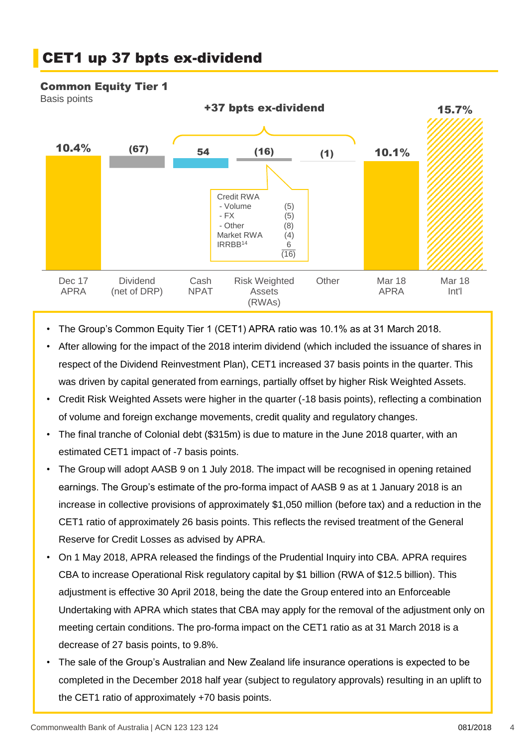# CET1 up 37 bpts ex-dividend

## Common Equity Tier 1

Basis points

+37 bpts ex-dividend

| Dec 17 APRA | Dividend (net of DRP) | Cash NPAT | Risk Weighted Assets (RWAs) | Other | Mar 18 APRA | Mar 18 Int'l |
|---|---|---|---|---|---|---|
| 10.4% | (67) | 54 | (16) | (1) | 10.1% | 15.7% |

| Risk Weighted Assets (RWAs) | |
|---|---|
| Credit RWA | |
| - Volume | (5) |
| - FX | (5) |
| - Other | (8) |
| Market RWA | (4) |
| IRRBB[14] | 6 |
| | (16) |

- The Group's Common Equity Tier 1 (CET1) APRA ratio was 10.1% as at 31 March 2018.
- After allowing for the impact of the 2018 interim dividend (which included the issuance of shares in respect of the Dividend Reinvestment Plan), CET1 increased 37 basis points in the quarter. This was driven by capital generated from earnings, partially offset by higher Risk Weighted Assets.
- Credit Risk Weighted Assets were higher in the quarter (-18 basis points), reflecting a combination of volume and foreign exchange movements, credit quality and regulatory changes.
- The final tranche of Colonial debt ($315m) is due to mature in the June 2018 quarter, with an estimated CET1 impact of -7 basis points.
- The Group will adopt AASB 9 on 1 July 2018. The impact will be recognised in opening retained earnings. The Group's estimate of the pro-forma impact of AASB 9 as at 1 January 2018 is an increase in collective provisions of approximately $1,050 million (before tax) and a reduction in the CET1 ratio of approximately 26 basis points. This reflects the revised treatment of the General Reserve for Credit Losses as advised by APRA.
- On 1 May 2018, APRA released the findings of the Prudential Inquiry into CBA. APRA requires CBA to increase Operational Risk regulatory capital by $1 billion (RWA of $12.5 billion). This adjustment is effective 30 April 2018, being the date the Group entered into an Enforceable Undertaking with APRA which states that CBA may apply for the removal of the adjustment only on meeting certain conditions. The pro-forma impact on the CET1 ratio as at 31 March 2018 is a decrease of 27 basis points, to 9.8%.
- The sale of the Group's Australian and New Zealand life insurance operations is expected to be completed in the December 2018 half year (subject to regulatory approvals) resulting in an uplift to the CET1 ratio of approximately +70 basis points.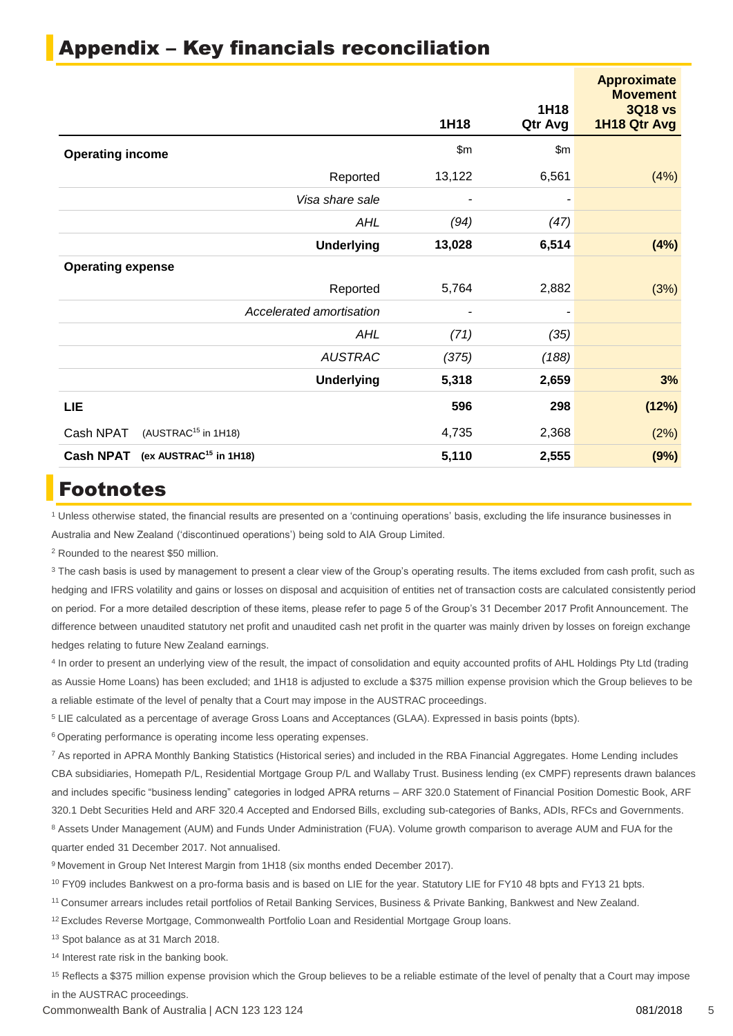## Appendix – Key financials reconciliation

| | | 1H18 | 1H18 Qtr Avg | Approximate Movement 3Q18 vs 1H18 Qtr Avg |
|---|---|---|---|---|
| **Operating income** | | $m | $m | |
| | Reported | 13,122 | 6,561 | (4%) |
| | *Visa share sale* | - | - | |
| | *AHL* | *(94)* | *(47)* | |
| | **Underlying** | **13,028** | **6,514** | **(4%)** |
| **Operating expense** | | | | |
| | Reported | 5,764 | 2,882 | (3%) |
| | *Accelerated amortisation* | - | - | |
| | *AHL* | *(71)* | *(35)* | |
| | *AUSTRAC* | *(375)* | *(188)* | |
| | **Underlying** | **5,318** | **2,659** | **3%** |
| **LIE** | | **596** | **298** | **(12%)** |
| Cash NPAT (AUSTRAC[15] in 1H18) | | 4,735 | 2,368 | (2%) |
| **Cash NPAT (ex AUSTRAC[15] in 1H18)** | | **5,110** | **2,555** | **(9%)** |

## Footnotes

[1] Unless otherwise stated, the financial results are presented on a 'continuing operations' basis, excluding the life insurance businesses in Australia and New Zealand ('discontinued operations') being sold to AIA Group Limited.

[2] Rounded to the nearest $50 million.

[3] The cash basis is used by management to present a clear view of the Group's operating results. The items excluded from cash profit, such as hedging and IFRS volatility and gains or losses on disposal and acquisition of entities net of transaction costs are calculated consistently period on period. For a more detailed description of these items, please refer to page 5 of the Group's 31 December 2017 Profit Announcement. The difference between unaudited statutory net profit and unaudited cash net profit in the quarter was mainly driven by losses on foreign exchange hedges relating to future New Zealand earnings.

[4] In order to present an underlying view of the result, the impact of consolidation and equity accounted profits of AHL Holdings Pty Ltd (trading as Aussie Home Loans) has been excluded; and 1H18 is adjusted to exclude a $375 million expense provision which the Group believes to be a reliable estimate of the level of penalty that a Court may impose in the AUSTRAC proceedings.

[5] LIE calculated as a percentage of average Gross Loans and Acceptances (GLAA). Expressed in basis points (bpts).

[6] Operating performance is operating income less operating expenses.

[7] As reported in APRA Monthly Banking Statistics (Historical series) and included in the RBA Financial Aggregates. Home Lending includes CBA subsidiaries, Homepath P/L, Residential Mortgage Group P/L and Wallaby Trust. Business lending (ex CMPF) represents drawn balances and includes specific "business lending" categories in lodged APRA returns – ARF 320.0 Statement of Financial Position Domestic Book, ARF 320.1 Debt Securities Held and ARF 320.4 Accepted and Endorsed Bills, excluding sub-categories of Banks, ADIs, RFCs and Governments.

[8] Assets Under Management (AUM) and Funds Under Administration (FUA). Volume growth comparison to average AUM and FUA for the quarter ended 31 December 2017. Not annualised.

[9] Movement in Group Net Interest Margin from 1H18 (six months ended December 2017).

[10] FY09 includes Bankwest on a pro-forma basis and is based on LIE for the year. Statutory LIE for FY10 48 bpts and FY13 21 bpts.

[11] Consumer arrears includes retail portfolios of Retail Banking Services, Business & Private Banking, Bankwest and New Zealand.

[12] Excludes Reverse Mortgage, Commonwealth Portfolio Loan and Residential Mortgage Group loans.

[13] Spot balance as at 31 March 2018.

[14] Interest rate risk in the banking book.

[15] Reflects a $375 million expense provision which the Group believes to be a reliable estimate of the level of penalty that a Court may impose in the AUSTRAC proceedings.

Commonwealth Bank of Australia | ACN 123 123 124 081/2018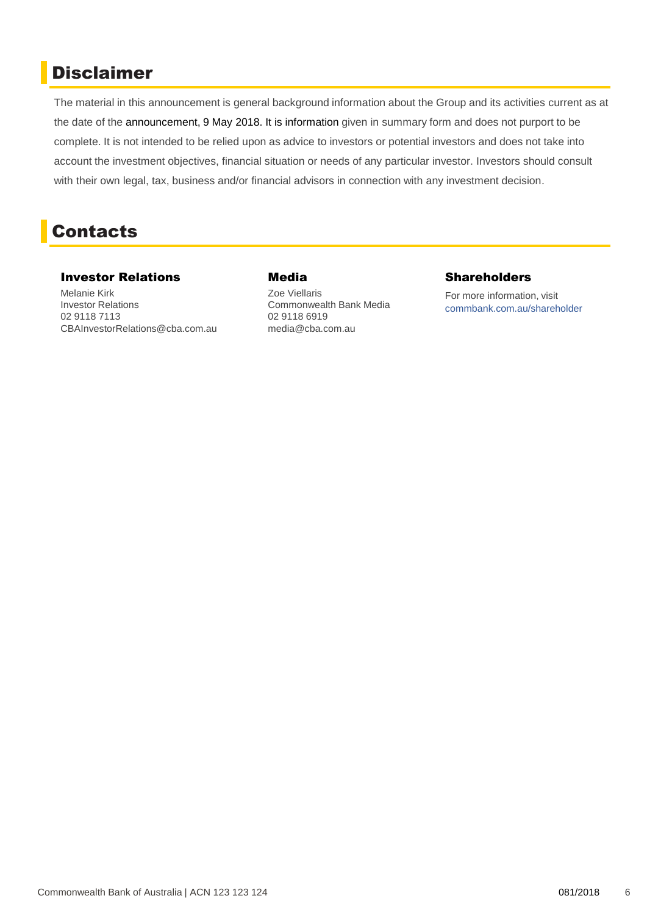## Disclaimer

The material in this announcement is general background information about the Group and its activities current as at the date of the announcement, 9 May 2018. It is information given in summary form and does not purport to be complete. It is not intended to be relied upon as advice to investors or potential investors and does not take into account the investment objectives, financial situation or needs of any particular investor. Investors should consult with their own legal, tax, business and/or financial advisors in connection with any investment decision.

## Contacts

### Investor Relations

Melanie Kirk
Investor Relations
02 9118 7113
CBAInvestorRelations@cba.com.au

### Media

Zoe Viellaris
Commonwealth Bank Media
02 9118 6919
media@cba.com.au

### Shareholders

For more information, visit
commbank.com.au/shareholder

Commonwealth Bank of Australia | ACN 123 123 124

081/2018